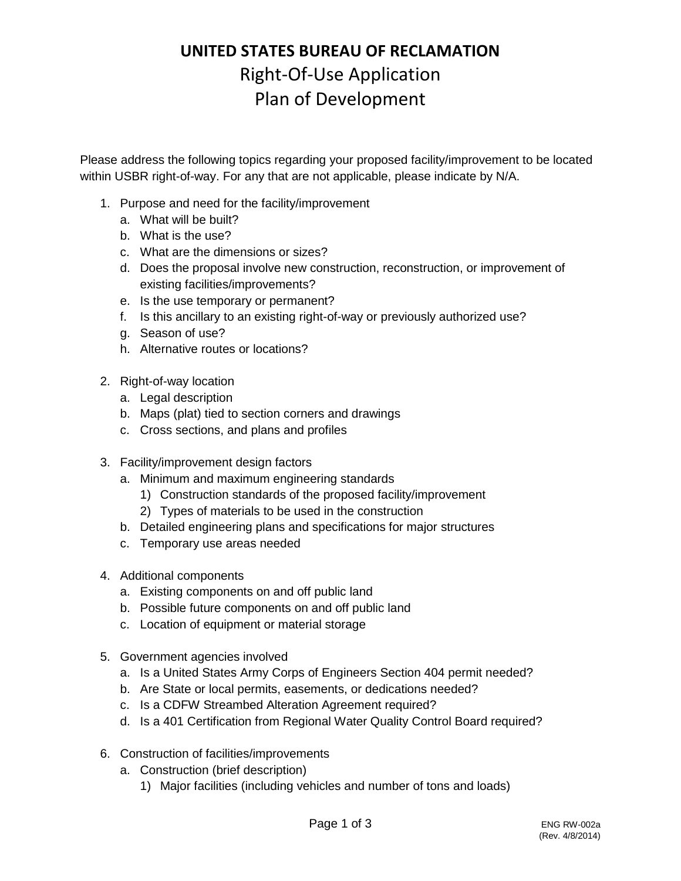# UNITED STATES BUREAU OF RECLAMATION

## Right-Of-Use Application
## Plan of Development

Please address the following topics regarding your proposed facility/improvement to be located within USBR right-of-way. For any that are not applicable, please indicate by N/A.

1. Purpose and need for the facility/improvement
   a. What will be built?
   b. What is the use?
   c. What are the dimensions or sizes?
   d. Does the proposal involve new construction, reconstruction, or improvement of existing facilities/improvements?
   e. Is the use temporary or permanent?
   f. Is this ancillary to an existing right-of-way or previously authorized use?
   g. Season of use?
   h. Alternative routes or locations?

2. Right-of-way location
   a. Legal description
   b. Maps (plat) tied to section corners and drawings
   c. Cross sections, and plans and profiles

3. Facility/improvement design factors
   a. Minimum and maximum engineering standards
      1) Construction standards of the proposed facility/improvement
      2) Types of materials to be used in the construction
   b. Detailed engineering plans and specifications for major structures
   c. Temporary use areas needed

4. Additional components
   a. Existing components on and off public land
   b. Possible future components on and off public land
   c. Location of equipment or material storage

5. Government agencies involved
   a. Is a United States Army Corps of Engineers Section 404 permit needed?
   b. Are State or local permits, easements, or dedications needed?
   c. Is a CDFW Streambed Alteration Agreement required?
   d. Is a 401 Certification from Regional Water Quality Control Board required?

6. Construction of facilities/improvements
   a. Construction (brief description)
      1) Major facilities (including vehicles and number of tons and loads)

ENG RW-002a
(Rev. 4/8/2014)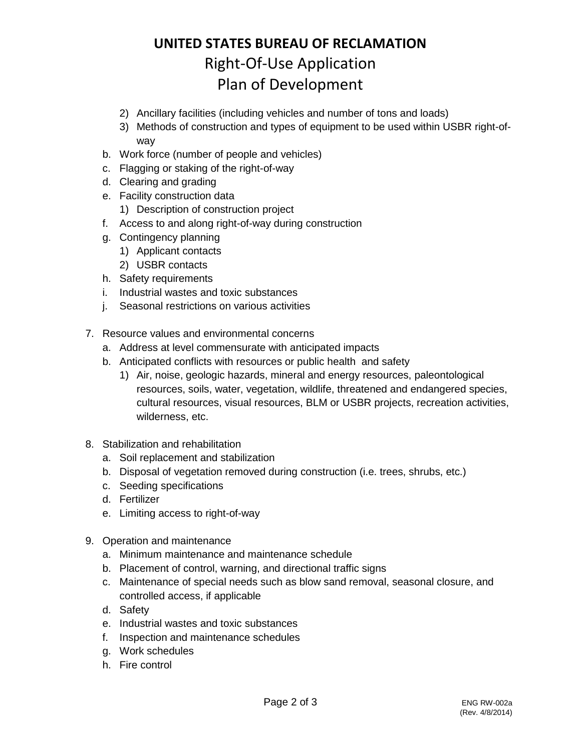# UNITED STATES BUREAU OF RECLAMATION

## Right-Of-Use Application
## Plan of Development

        2) Ancillary facilities (including vehicles and number of tons and loads)
        3) Methods of construction and types of equipment to be used within USBR right-of-way
    b. Work force (number of people and vehicles)
    c. Flagging or staking of the right-of-way
    d. Clearing and grading
    e. Facility construction data
        1) Description of construction project
    f. Access to and along right-of-way during construction
    g. Contingency planning
        1) Applicant contacts
        2) USBR contacts
    h. Safety requirements
    i. Industrial wastes and toxic substances
    j. Seasonal restrictions on various activities

7. Resource values and environmental concerns
    a. Address at level commensurate with anticipated impacts
    b. Anticipated conflicts with resources or public health and safety
        1) Air, noise, geologic hazards, mineral and energy resources, paleontological resources, soils, water, vegetation, wildlife, threatened and endangered species, cultural resources, visual resources, BLM or USBR projects, recreation activities, wilderness, etc.

8. Stabilization and rehabilitation
    a. Soil replacement and stabilization
    b. Disposal of vegetation removed during construction (i.e. trees, shrubs, etc.)
    c. Seeding specifications
    d. Fertilizer
    e. Limiting access to right-of-way

9. Operation and maintenance
    a. Minimum maintenance and maintenance schedule
    b. Placement of control, warning, and directional traffic signs
    c. Maintenance of special needs such as blow sand removal, seasonal closure, and controlled access, if applicable
    d. Safety
    e. Industrial wastes and toxic substances
    f. Inspection and maintenance schedules
    g. Work schedules
    h. Fire control

ENG RW-002a
(Rev. 4/8/2014)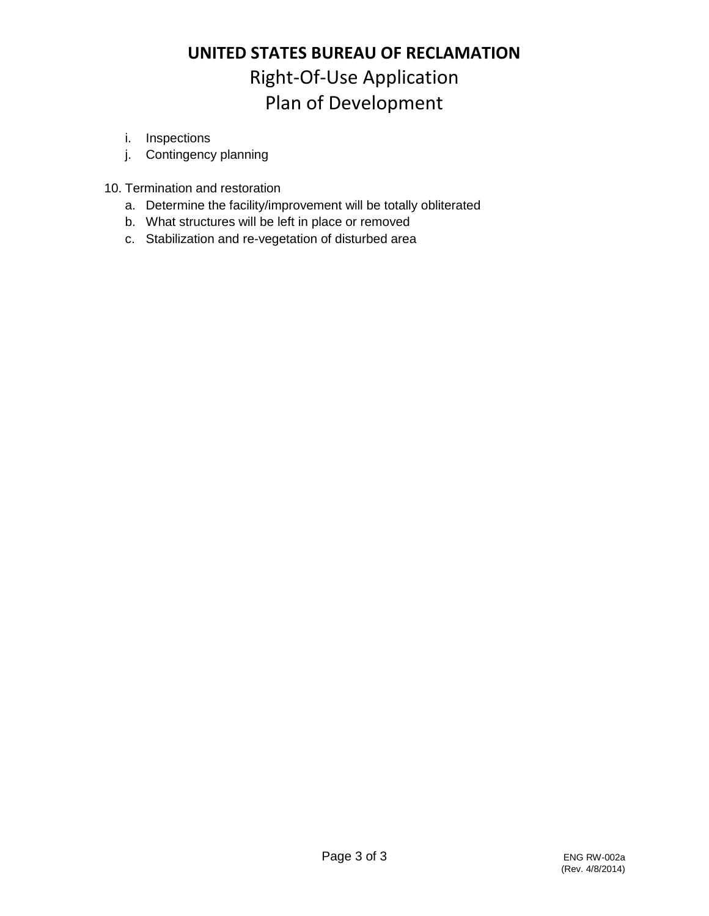i. Inspections
j. Contingency planning

10. Termination and restoration
    a. Determine the facility/improvement will be totally obliterated
    b. What structures will be left in place or removed
    c. Stabilization and re-vegetation of disturbed area